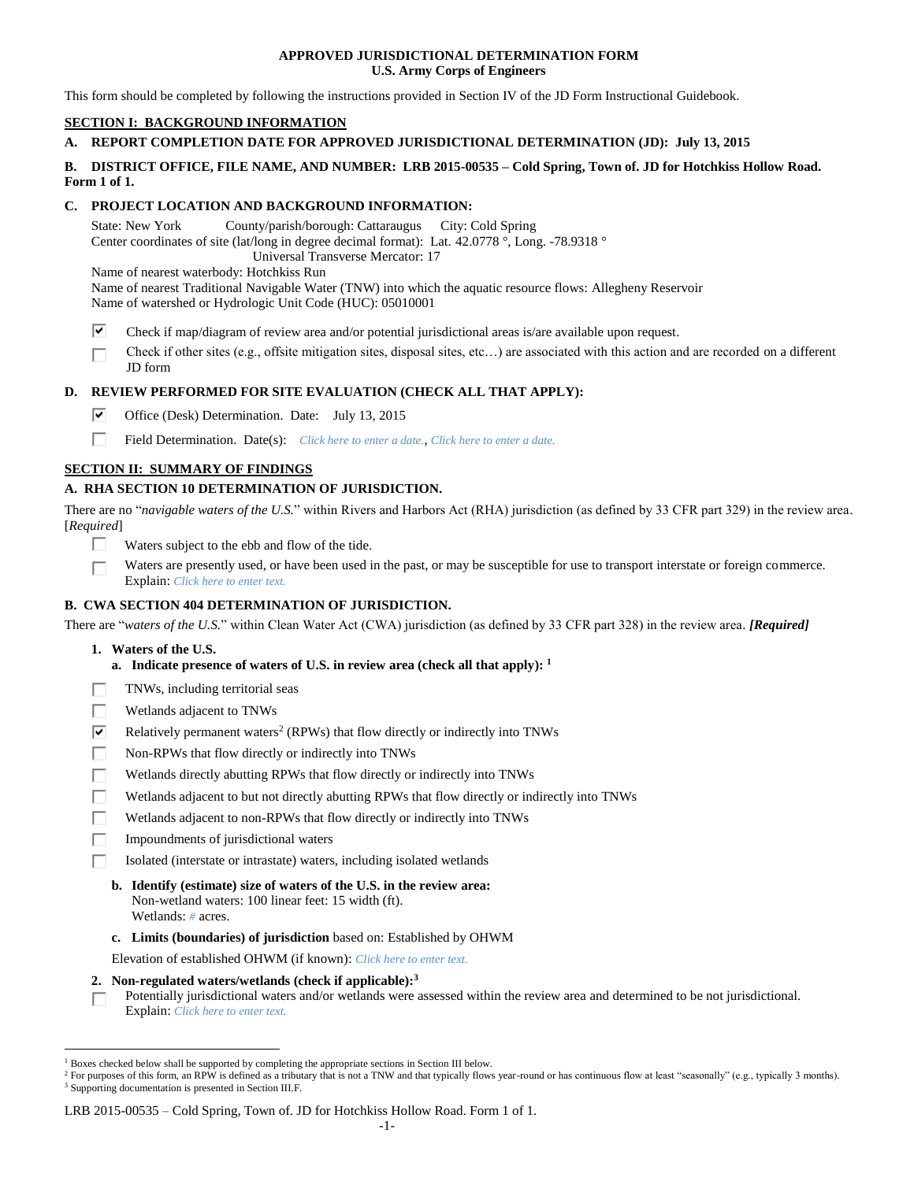**APPROVED JURISDICTIONAL DETERMINATION FORM**
**U.S. Army Corps of Engineers**

This form should be completed by following the instructions provided in Section IV of the JD Form Instructional Guidebook.

## SECTION I: BACKGROUND INFORMATION

**A. REPORT COMPLETION DATE FOR APPROVED JURISDICTIONAL DETERMINATION (JD): July 13, 2015**

**B. DISTRICT OFFICE, FILE NAME, AND NUMBER: LRB 2015-00535 – Cold Spring, Town of. JD for Hotchkiss Hollow Road. Form 1 of 1.**

**C. PROJECT LOCATION AND BACKGROUND INFORMATION:**

State: New York County/parish/borough: Cattaraugus City: Cold Spring
Center coordinates of site (lat/long in degree decimal format): Lat. 42.0778 °, Long. -78.9318 °
Universal Transverse Mercator: 17
Name of nearest waterbody: Hotchkiss Run
Name of nearest Traditional Navigable Water (TNW) into which the aquatic resource flows: Allegheny Reservoir
Name of watershed or Hydrologic Unit Code (HUC): 05010001

☑ Check if map/diagram of review area and/or potential jurisdictional areas is/are available upon request.
☐ Check if other sites (e.g., offsite mitigation sites, disposal sites, etc…) are associated with this action and are recorded on a different JD form

**D. REVIEW PERFORMED FOR SITE EVALUATION (CHECK ALL THAT APPLY):**

☑ Office (Desk) Determination. Date: July 13, 2015
☐ Field Determination. Date(s): *Click here to enter a date.*, *Click here to enter a date.*

## SECTION II: SUMMARY OF FINDINGS

**A. RHA SECTION 10 DETERMINATION OF JURISDICTION.**

There are no "*navigable waters of the U.S.*" within Rivers and Harbors Act (RHA) jurisdiction (as defined by 33 CFR part 329) in the review area. [*Required*]

☐ Waters subject to the ebb and flow of the tide.
☐ Waters are presently used, or have been used in the past, or may be susceptible for use to transport interstate or foreign commerce. Explain: *Click here to enter text.*

**B. CWA SECTION 404 DETERMINATION OF JURISDICTION.**

There are "*waters of the U.S.*" within Clean Water Act (CWA) jurisdiction (as defined by 33 CFR part 328) in the review area. ***[Required]***

**1. Waters of the U.S.**

**a. Indicate presence of waters of U.S. in review area (check all that apply):** [1]

☐ TNWs, including territorial seas
☐ Wetlands adjacent to TNWs
☑ Relatively permanent waters[2] (RPWs) that flow directly or indirectly into TNWs
☐ Non-RPWs that flow directly or indirectly into TNWs
☐ Wetlands directly abutting RPWs that flow directly or indirectly into TNWs
☐ Wetlands adjacent to but not directly abutting RPWs that flow directly or indirectly into TNWs
☐ Wetlands adjacent to non-RPWs that flow directly or indirectly into TNWs
☐ Impoundments of jurisdictional waters
☐ Isolated (interstate or intrastate) waters, including isolated wetlands

**b. Identify (estimate) size of waters of the U.S. in the review area:**
Non-wetland waters: 100 linear feet: 15 width (ft).
Wetlands: *#* acres.

**c. Limits (boundaries) of jurisdiction** based on: Established by OHWM

Elevation of established OHWM (if known): *Click here to enter text.*

**2. Non-regulated waters/wetlands (check if applicable):**[3]

☐ Potentially jurisdictional waters and/or wetlands were assessed within the review area and determined to be not jurisdictional. Explain: *Click here to enter text.*

---

[1] Boxes checked below shall be supported by completing the appropriate sections in Section III below.
[2] For purposes of this form, an RPW is defined as a tributary that is not a TNW and that typically flows year-round or has continuous flow at least "seasonally" (e.g., typically 3 months).
[3] Supporting documentation is presented in Section III.F.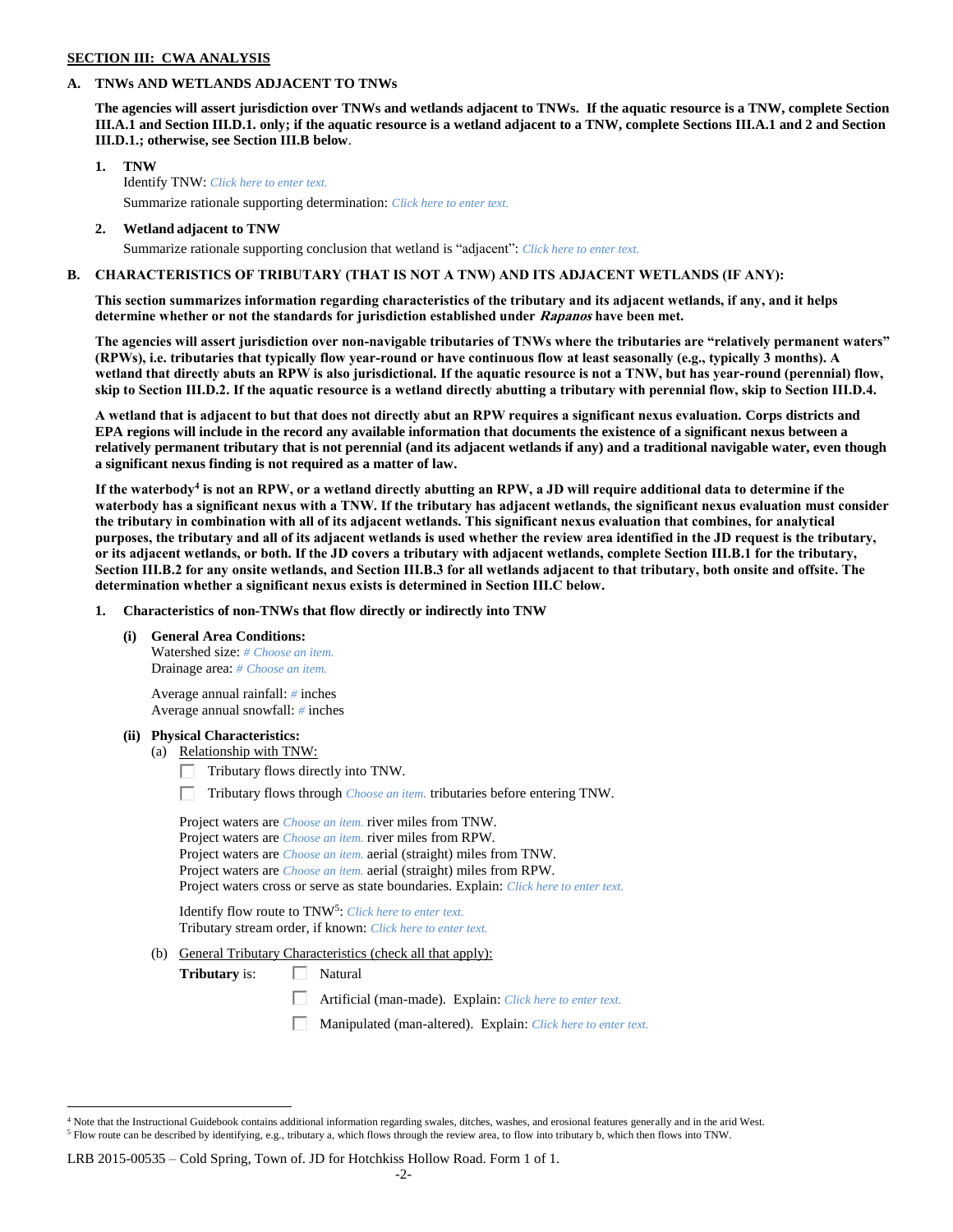**SECTION III: CWA ANALYSIS**

**A. TNWs AND WETLANDS ADJACENT TO TNWs**

**The agencies will assert jurisdiction over TNWs and wetlands adjacent to TNWs. If the aquatic resource is a TNW, complete Section III.A.1 and Section III.D.1. only; if the aquatic resource is a wetland adjacent to a TNW, complete Sections III.A.1 and 2 and Section III.D.1.; otherwise, see Section III.B below**.

**1. TNW**

Identify TNW: *Click here to enter text.*

Summarize rationale supporting determination: *Click here to enter text.*

**2. Wetland adjacent to TNW**

Summarize rationale supporting conclusion that wetland is "adjacent": *Click here to enter text.*

**B. CHARACTERISTICS OF TRIBUTARY (THAT IS NOT A TNW) AND ITS ADJACENT WETLANDS (IF ANY):**

**This section summarizes information regarding characteristics of the tributary and its adjacent wetlands, if any, and it helps determine whether or not the standards for jurisdiction established under *Rapanos* have been met.**

**The agencies will assert jurisdiction over non-navigable tributaries of TNWs where the tributaries are "relatively permanent waters" (RPWs), i.e. tributaries that typically flow year-round or have continuous flow at least seasonally (e.g., typically 3 months). A wetland that directly abuts an RPW is also jurisdictional. If the aquatic resource is not a TNW, but has year-round (perennial) flow, skip to Section III.D.2. If the aquatic resource is a wetland directly abutting a tributary with perennial flow, skip to Section III.D.4.**

**A wetland that is adjacent to but that does not directly abut an RPW requires a significant nexus evaluation. Corps districts and EPA regions will include in the record any available information that documents the existence of a significant nexus between a relatively permanent tributary that is not perennial (and its adjacent wetlands if any) and a traditional navigable water, even though a significant nexus finding is not required as a matter of law.**

**If the waterbody[4] is not an RPW, or a wetland directly abutting an RPW, a JD will require additional data to determine if the waterbody has a significant nexus with a TNW. If the tributary has adjacent wetlands, the significant nexus evaluation must consider the tributary in combination with all of its adjacent wetlands. This significant nexus evaluation that combines, for analytical purposes, the tributary and all of its adjacent wetlands is used whether the review area identified in the JD request is the tributary, or its adjacent wetlands, or both. If the JD covers a tributary with adjacent wetlands, complete Section III.B.1 for the tributary, Section III.B.2 for any onsite wetlands, and Section III.B.3 for all wetlands adjacent to that tributary, both onsite and offsite. The determination whether a significant nexus exists is determined in Section III.C below.**

**1. Characteristics of non-TNWs that flow directly or indirectly into TNW**

**(i) General Area Conditions:**

Watershed size: *# Choose an item.*
Drainage area: *# Choose an item.*

Average annual rainfall: *#* inches
Average annual snowfall: *#* inches

**(ii) Physical Characteristics:**

(a) Relationship with TNW:

☐ Tributary flows directly into TNW.

☐ Tributary flows through *Choose an item.* tributaries before entering TNW.

Project waters are *Choose an item.* river miles from TNW.
Project waters are *Choose an item.* river miles from RPW.
Project waters are *Choose an item.* aerial (straight) miles from TNW.
Project waters are *Choose an item.* aerial (straight) miles from RPW.
Project waters cross or serve as state boundaries. Explain: *Click here to enter text.*

Identify flow route to TNW[5]: *Click here to enter text.*
Tributary stream order, if known: *Click here to enter text.*

(b) General Tributary Characteristics (check all that apply):

**Tributary** is: ☐ Natural

☐ Artificial (man-made). Explain: *Click here to enter text.*

☐ Manipulated (man-altered). Explain: *Click here to enter text.*

---

[4] Note that the Instructional Guidebook contains additional information regarding swales, ditches, washes, and erosional features generally and in the arid West.

[5] Flow route can be described by identifying, e.g., tributary a, which flows through the review area, to flow into tributary b, which then flows into TNW.

LRB 2015-00535 – Cold Spring, Town of. JD for Hotchkiss Hollow Road. Form 1 of 1.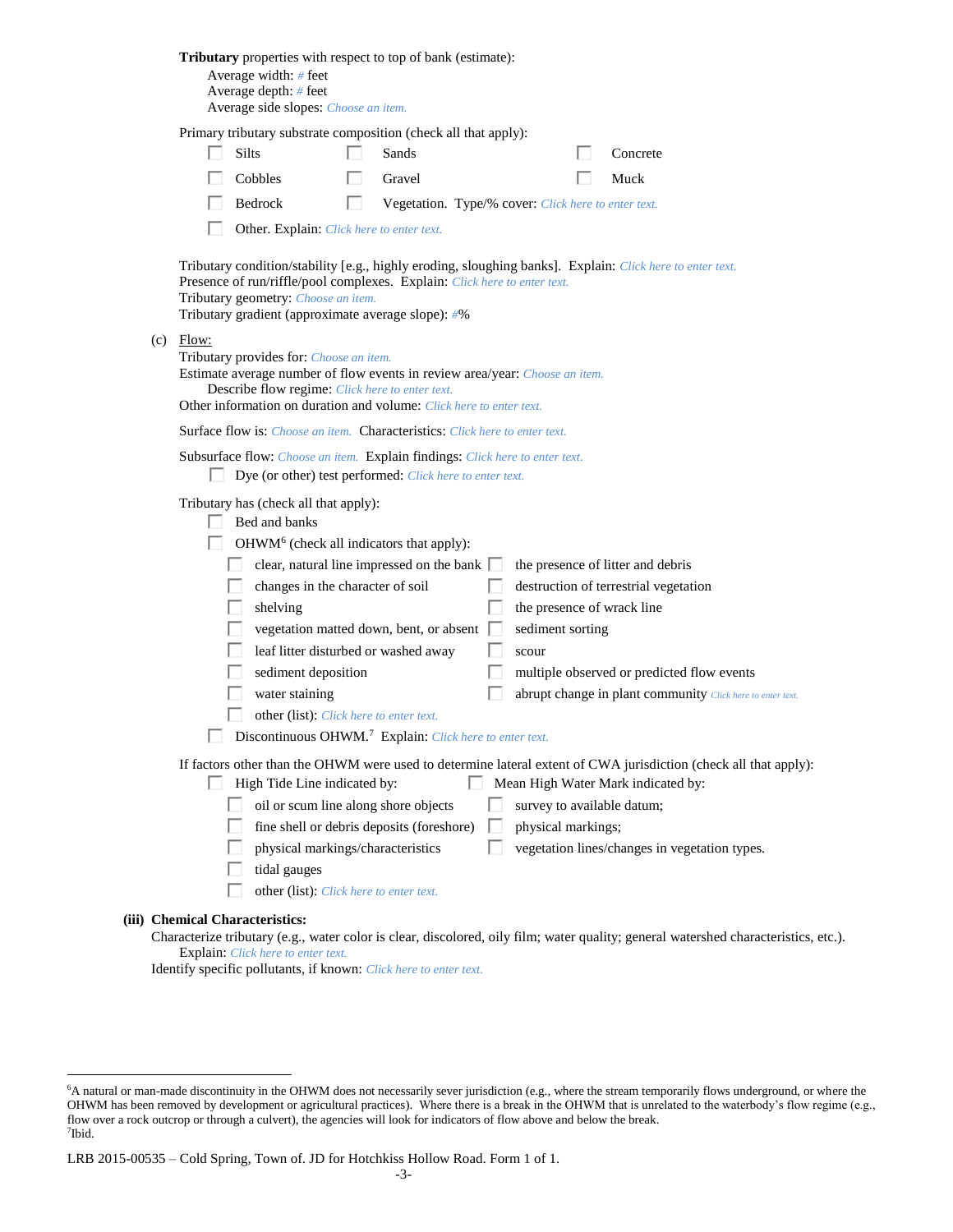**Tributary** properties with respect to top of bank (estimate):

Average width: # feet
Average depth: # feet
Average side slopes: Choose an item.

Primary tributary substrate composition (check all that apply):

- ☐ Silts
- ☐ Sands
- ☐ Concrete
- ☐ Cobbles
- ☐ Gravel
- ☐ Muck
- ☐ Bedrock
- ☐ Vegetation. Type/% cover: Click here to enter text.
- ☐ Other. Explain: Click here to enter text.

Tributary condition/stability [e.g., highly eroding, sloughing banks]. Explain: Click here to enter text.
Presence of run/riffle/pool complexes. Explain: Click here to enter text.
Tributary geometry: Choose an item.
Tributary gradient (approximate average slope): #%

(c) Flow:

Tributary provides for: Choose an item.
Estimate average number of flow events in review area/year: Choose an item.
Describe flow regime: Click here to enter text.
Other information on duration and volume: Click here to enter text.

Surface flow is: Choose an item. Characteristics: Click here to enter text.

Subsurface flow: Choose an item. Explain findings: Click here to enter text.

- ☐ Dye (or other) test performed: Click here to enter text.

Tributary has (check all that apply):

- ☐ Bed and banks
- ☐ OHWM[6] (check all indicators that apply):
  - ☐ clear, natural line impressed on the bank
  - ☐ the presence of litter and debris
  - ☐ changes in the character of soil
  - ☐ destruction of terrestrial vegetation
  - ☐ shelving
  - ☐ the presence of wrack line
  - ☐ vegetation matted down, bent, or absent
  - ☐ sediment sorting
  - ☐ leaf litter disturbed or washed away
  - ☐ scour
  - ☐ sediment deposition
  - ☐ multiple observed or predicted flow events
  - ☐ water staining
  - ☐ abrupt change in plant community Click here to enter text.
  - ☐ other (list): Click here to enter text.
- ☐ Discontinuous OHWM.[7] Explain: Click here to enter text.

If factors other than the OHWM were used to determine lateral extent of CWA jurisdiction (check all that apply):

- ☐ High Tide Line indicated by:
  - ☐ oil or scum line along shore objects
  - ☐ fine shell or debris deposits (foreshore)
  - ☐ physical markings/characteristics
  - ☐ tidal gauges
  - ☐ other (list): Click here to enter text.
- ☐ Mean High Water Mark indicated by:
  - ☐ survey to available datum;
  - ☐ physical markings;
  - ☐ vegetation lines/changes in vegetation types.

**(iii) Chemical Characteristics:**

Characterize tributary (e.g., water color is clear, discolored, oily film; water quality; general watershed characteristics, etc.).
Explain: Click here to enter text.
Identify specific pollutants, if known: Click here to enter text.

---

[6] A natural or man-made discontinuity in the OHWM does not necessarily sever jurisdiction (e.g., where the stream temporarily flows underground, or where the OHWM has been removed by development or agricultural practices). Where there is a break in the OHWM that is unrelated to the waterbody's flow regime (e.g., flow over a rock outcrop or through a culvert), the agencies will look for indicators of flow above and below the break.
[7] Ibid.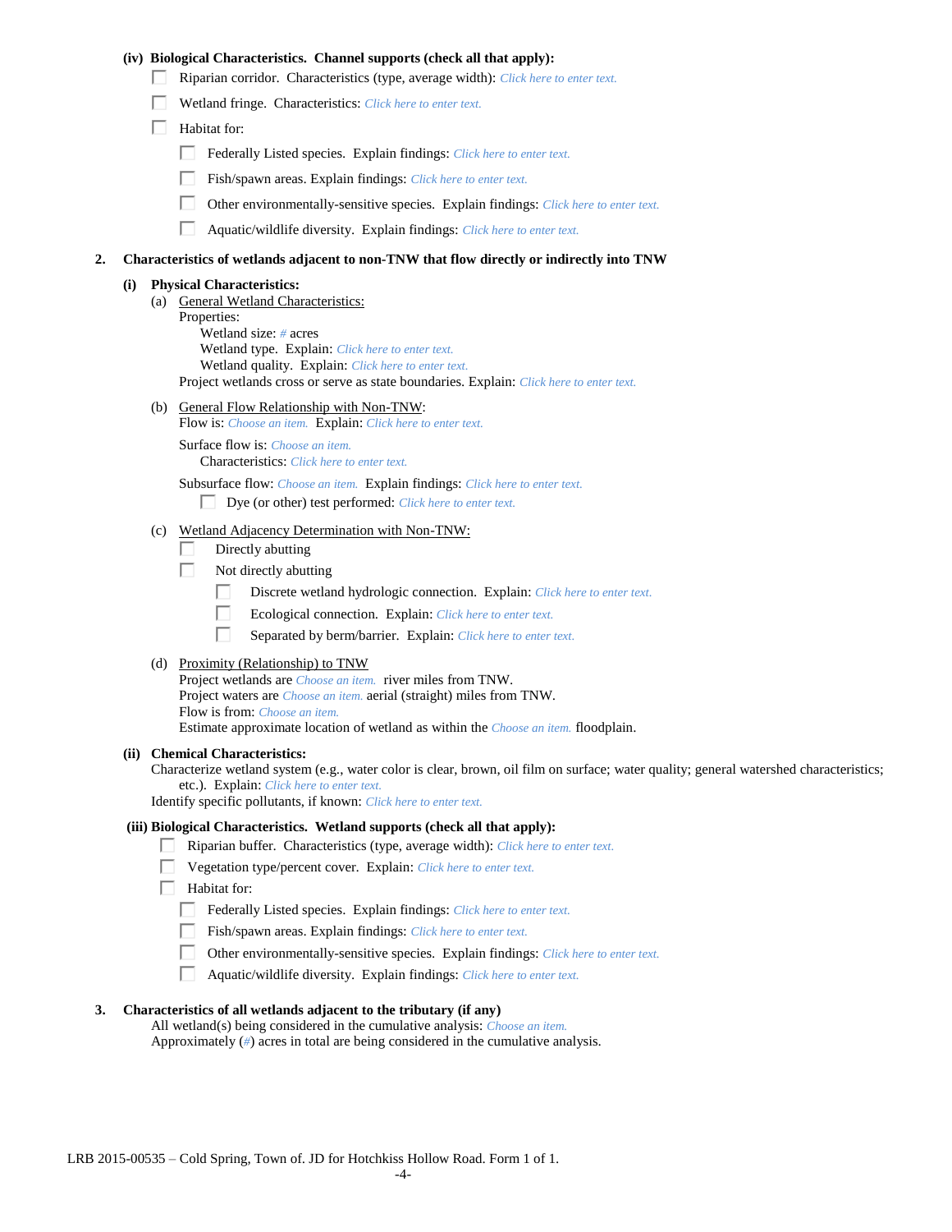**(iv) Biological Characteristics. Channel supports (check all that apply):**

- ☐ Riparian corridor. Characteristics (type, average width): *Click here to enter text.*
- ☐ Wetland fringe. Characteristics: *Click here to enter text.*
- ☐ Habitat for:
  - ☐ Federally Listed species. Explain findings: *Click here to enter text.*
  - ☐ Fish/spawn areas. Explain findings: *Click here to enter text.*
  - ☐ Other environmentally-sensitive species. Explain findings: *Click here to enter text.*
  - ☐ Aquatic/wildlife diversity. Explain findings: *Click here to enter text.*

**2. Characteristics of wetlands adjacent to non-TNW that flow directly or indirectly into TNW**

**(i) Physical Characteristics:**

(a) General Wetland Characteristics:

Properties:

Wetland size: *#* acres

Wetland type. Explain: *Click here to enter text.*

Wetland quality. Explain: *Click here to enter text.*

Project wetlands cross or serve as state boundaries. Explain: *Click here to enter text.*

(b) General Flow Relationship with Non-TNW:

Flow is: *Choose an item.* Explain: *Click here to enter text.*

Surface flow is: *Choose an item.*

Characteristics: *Click here to enter text.*

Subsurface flow: *Choose an item.* Explain findings: *Click here to enter text.*

- ☐ Dye (or other) test performed: *Click here to enter text.*

(c) Wetland Adjacency Determination with Non-TNW:

- ☐ Directly abutting
- ☐ Not directly abutting
  - ☐ Discrete wetland hydrologic connection. Explain: *Click here to enter text.*
  - ☐ Ecological connection. Explain: *Click here to enter text.*
  - ☐ Separated by berm/barrier. Explain: *Click here to enter text.*

(d) Proximity (Relationship) to TNW

Project wetlands are *Choose an item.* river miles from TNW.

Project waters are *Choose an item.* aerial (straight) miles from TNW.

Flow is from: *Choose an item.*

Estimate approximate location of wetland as within the *Choose an item.* floodplain.

**(ii) Chemical Characteristics:**

Characterize wetland system (e.g., water color is clear, brown, oil film on surface; water quality; general watershed characteristics; etc.). Explain: *Click here to enter text.*

Identify specific pollutants, if known: *Click here to enter text.*

**(iii) Biological Characteristics. Wetland supports (check all that apply):**

- ☐ Riparian buffer. Characteristics (type, average width): *Click here to enter text.*
- ☐ Vegetation type/percent cover. Explain: *Click here to enter text.*
- ☐ Habitat for:
  - ☐ Federally Listed species. Explain findings: *Click here to enter text.*
  - ☐ Fish/spawn areas. Explain findings: *Click here to enter text.*
  - ☐ Other environmentally-sensitive species. Explain findings: *Click here to enter text.*
  - ☐ Aquatic/wildlife diversity. Explain findings: *Click here to enter text.*

**3. Characteristics of all wetlands adjacent to the tributary (if any)**

All wetland(s) being considered in the cumulative analysis: *Choose an item.*

Approximately (*#*) acres in total are being considered in the cumulative analysis.

LRB 2015-00535 – Cold Spring, Town of. JD for Hotchkiss Hollow Road. Form 1 of 1.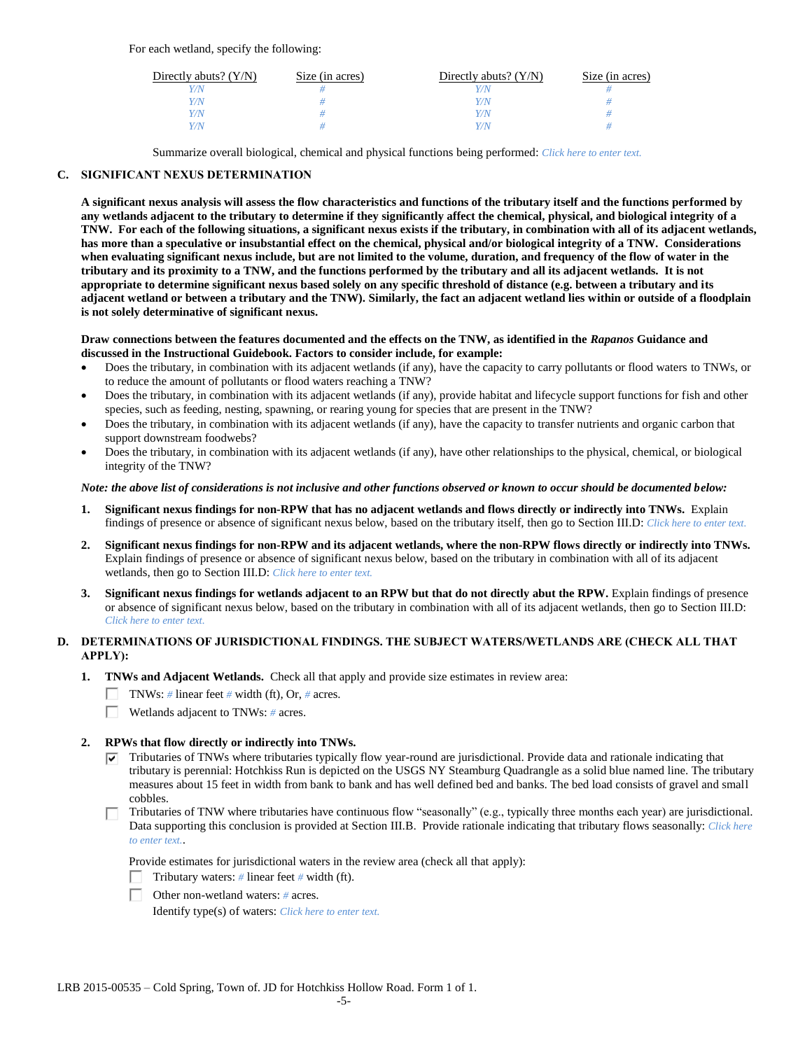For each wetland, specify the following:

| Directly abuts? (Y/N) | Size (in acres) | Directly abuts? (Y/N) | Size (in acres) |
|---|---|---|---|
| Y/N | # | Y/N | # |
| Y/N | # | Y/N | # |
| Y/N | # | Y/N | # |
| Y/N | # | Y/N | # |

Summarize overall biological, chemical and physical functions being performed: Click here to enter text.

**C. SIGNIFICANT NEXUS DETERMINATION**

**A significant nexus analysis will assess the flow characteristics and functions of the tributary itself and the functions performed by any wetlands adjacent to the tributary to determine if they significantly affect the chemical, physical, and biological integrity of a TNW. For each of the following situations, a significant nexus exists if the tributary, in combination with all of its adjacent wetlands, has more than a speculative or insubstantial effect on the chemical, physical and/or biological integrity of a TNW. Considerations when evaluating significant nexus include, but are not limited to the volume, duration, and frequency of the flow of water in the tributary and its proximity to a TNW, and the functions performed by the tributary and all its adjacent wetlands. It is not appropriate to determine significant nexus based solely on any specific threshold of distance (e.g. between a tributary and its adjacent wetland or between a tributary and the TNW). Similarly, the fact an adjacent wetland lies within or outside of a floodplain is not solely determinative of significant nexus.**

**Draw connections between the features documented and the effects on the TNW, as identified in the *Rapanos* Guidance and discussed in the Instructional Guidebook. Factors to consider include, for example:**

- Does the tributary, in combination with its adjacent wetlands (if any), have the capacity to carry pollutants or flood waters to TNWs, or to reduce the amount of pollutants or flood waters reaching a TNW?
- Does the tributary, in combination with its adjacent wetlands (if any), provide habitat and lifecycle support functions for fish and other species, such as feeding, nesting, spawning, or rearing young for species that are present in the TNW?
- Does the tributary, in combination with its adjacent wetlands (if any), have the capacity to transfer nutrients and organic carbon that support downstream foodwebs?
- Does the tributary, in combination with its adjacent wetlands (if any), have other relationships to the physical, chemical, or biological integrity of the TNW?

***Note: the above list of considerations is not inclusive and other functions observed or known to occur should be documented below:***

1. **Significant nexus findings for non-RPW that has no adjacent wetlands and flows directly or indirectly into TNWs.** Explain findings of presence or absence of significant nexus below, based on the tributary itself, then go to Section III.D: Click here to enter text.

2. **Significant nexus findings for non-RPW and its adjacent wetlands, where the non-RPW flows directly or indirectly into TNWs.** Explain findings of presence or absence of significant nexus below, based on the tributary in combination with all of its adjacent wetlands, then go to Section III.D: Click here to enter text.

3. **Significant nexus findings for wetlands adjacent to an RPW but that do not directly abut the RPW.** Explain findings of presence or absence of significant nexus below, based on the tributary in combination with all of its adjacent wetlands, then go to Section III.D: Click here to enter text.

**D. DETERMINATIONS OF JURISDICTIONAL FINDINGS. THE SUBJECT WATERS/WETLANDS ARE (CHECK ALL THAT APPLY):**

1. **TNWs and Adjacent Wetlands.** Check all that apply and provide size estimates in review area:
   - ☐ TNWs: # linear feet # width (ft), Or, # acres.
   - ☐ Wetlands adjacent to TNWs: # acres.

2. **RPWs that flow directly or indirectly into TNWs.**
   - ☑ Tributaries of TNWs where tributaries typically flow year-round are jurisdictional. Provide data and rationale indicating that tributary is perennial: Hotchkiss Run is depicted on the USGS NY Steamburg Quadrangle as a solid blue named line. The tributary measures about 15 feet in width from bank to bank and has well defined bed and banks. The bed load consists of gravel and small cobbles.
   - ☐ Tributaries of TNW where tributaries have continuous flow "seasonally" (e.g., typically three months each year) are jurisdictional. Data supporting this conclusion is provided at Section III.B. Provide rationale indicating that tributary flows seasonally: Click here to enter text..

   Provide estimates for jurisdictional waters in the review area (check all that apply):
   - ☐ Tributary waters: # linear feet # width (ft).
   - ☐ Other non-wetland waters: # acres.

     Identify type(s) of waters: Click here to enter text.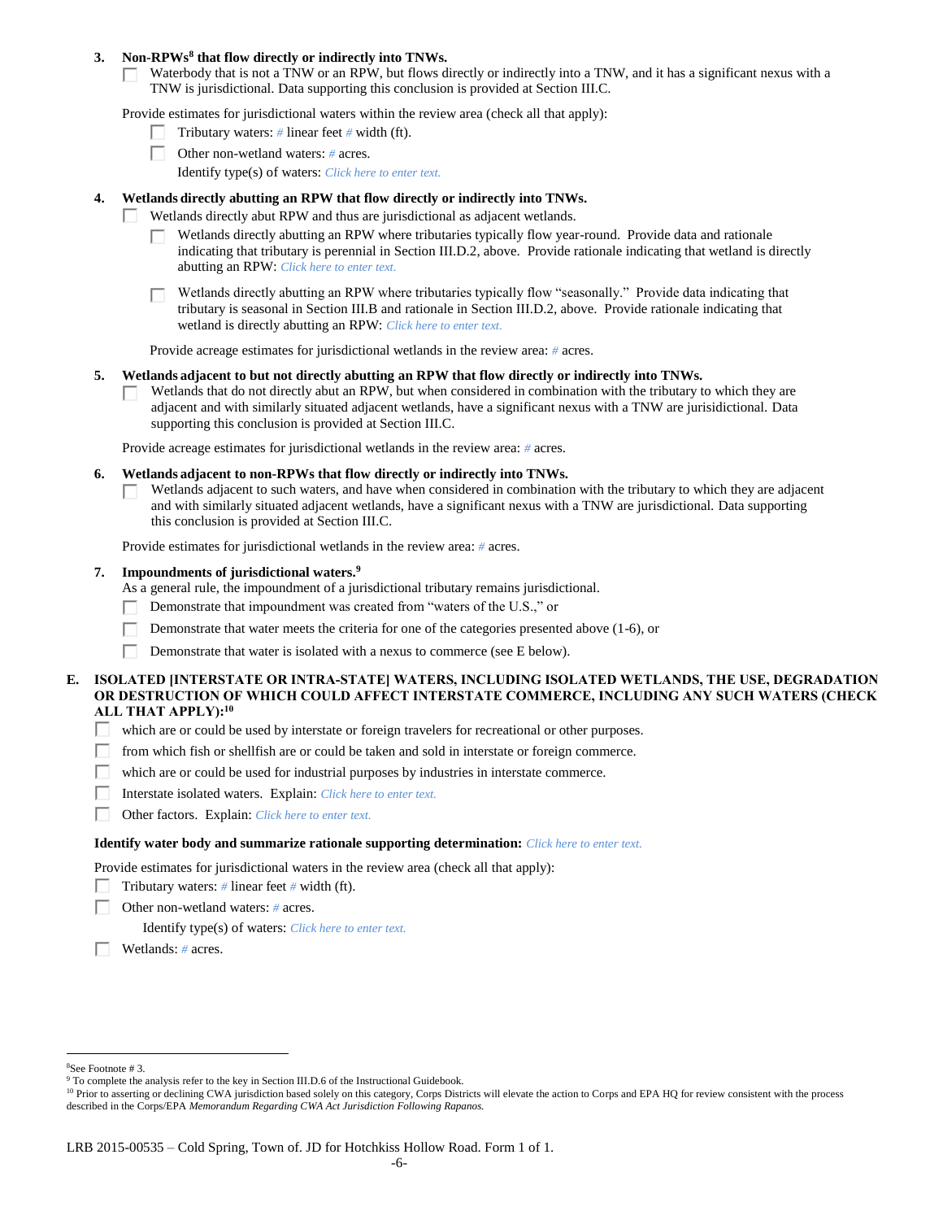3. **Non-RPWs[8] that flow directly or indirectly into TNWs.**

   ☐ Waterbody that is not a TNW or an RPW, but flows directly or indirectly into a TNW, and it has a significant nexus with a TNW is jurisdictional. Data supporting this conclusion is provided at Section III.C.

   Provide estimates for jurisdictional waters within the review area (check all that apply):

   ☐ Tributary waters: # linear feet # width (ft).

   ☐ Other non-wetland waters: # acres.

   Identify type(s) of waters: *Click here to enter text.*

4. **Wetlands directly abutting an RPW that flow directly or indirectly into TNWs.**

   ☐ Wetlands directly abut RPW and thus are jurisdictional as adjacent wetlands.

   ☐ Wetlands directly abutting an RPW where tributaries typically flow year-round. Provide data and rationale indicating that tributary is perennial in Section III.D.2, above. Provide rationale indicating that wetland is directly abutting an RPW: *Click here to enter text.*

   ☐ Wetlands directly abutting an RPW where tributaries typically flow "seasonally." Provide data indicating that tributary is seasonal in Section III.B and rationale in Section III.D.2, above. Provide rationale indicating that wetland is directly abutting an RPW: *Click here to enter text.*

   Provide acreage estimates for jurisdictional wetlands in the review area: # acres.

5. **Wetlands adjacent to but not directly abutting an RPW that flow directly or indirectly into TNWs.**

   ☐ Wetlands that do not directly abut an RPW, but when considered in combination with the tributary to which they are adjacent and with similarly situated adjacent wetlands, have a significant nexus with a TNW are jurisidictional. Data supporting this conclusion is provided at Section III.C.

   Provide acreage estimates for jurisdictional wetlands in the review area: # acres.

6. **Wetlands adjacent to non-RPWs that flow directly or indirectly into TNWs.**

   ☐ Wetlands adjacent to such waters, and have when considered in combination with the tributary to which they are adjacent and with similarly situated adjacent wetlands, have a significant nexus with a TNW are jurisdictional. Data supporting this conclusion is provided at Section III.C.

   Provide estimates for jurisdictional wetlands in the review area: # acres.

7. **Impoundments of jurisdictional waters.[9]**

   As a general rule, the impoundment of a jurisdictional tributary remains jurisdictional.

   ☐ Demonstrate that impoundment was created from "waters of the U.S.," or

   ☐ Demonstrate that water meets the criteria for one of the categories presented above (1-6), or

   ☐ Demonstrate that water is isolated with a nexus to commerce (see E below).

**E. ISOLATED [INTERSTATE OR INTRA-STATE] WATERS, INCLUDING ISOLATED WETLANDS, THE USE, DEGRADATION OR DESTRUCTION OF WHICH COULD AFFECT INTERSTATE COMMERCE, INCLUDING ANY SUCH WATERS (CHECK ALL THAT APPLY):[10]**

☐ which are or could be used by interstate or foreign travelers for recreational or other purposes.

☐ from which fish or shellfish are or could be taken and sold in interstate or foreign commerce.

☐ which are or could be used for industrial purposes by industries in interstate commerce.

☐ Interstate isolated waters. Explain: *Click here to enter text.*

☐ Other factors. Explain: *Click here to enter text.*

**Identify water body and summarize rationale supporting determination:** *Click here to enter text.*

Provide estimates for jurisdictional waters in the review area (check all that apply):

☐ Tributary waters: # linear feet # width (ft).

☐ Other non-wetland waters: # acres.

Identify type(s) of waters: *Click here to enter text.*

☐ Wetlands: # acres.

---

[8] See Footnote # 3.

[9] To complete the analysis refer to the key in Section III.D.6 of the Instructional Guidebook.

[10] Prior to asserting or declining CWA jurisdiction based solely on this category, Corps Districts will elevate the action to Corps and EPA HQ for review consistent with the process described in the Corps/EPA *Memorandum Regarding CWA Act Jurisdiction Following Rapanos.*

LRB 2015-00535 – Cold Spring, Town of. JD for Hotchkiss Hollow Road. Form 1 of 1.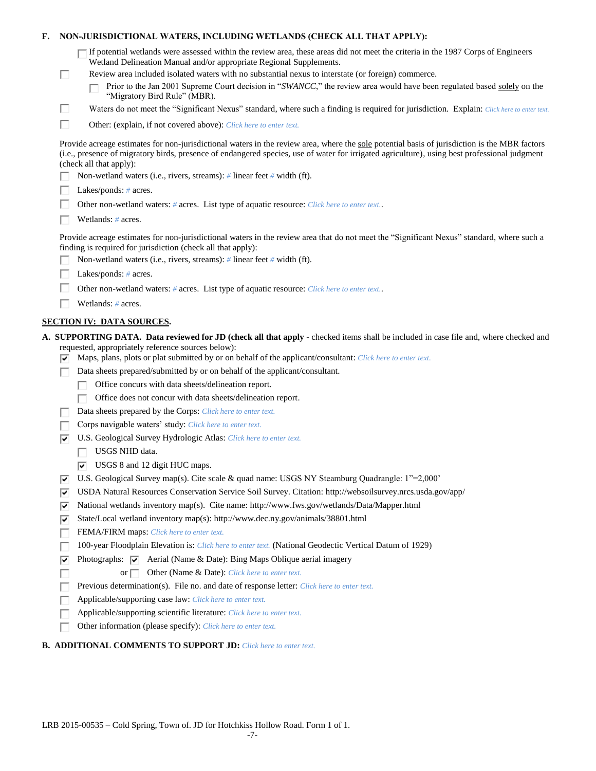**F. NON-JURISDICTIONAL WATERS, INCLUDING WETLANDS (CHECK ALL THAT APPLY):**

- ☐ If potential wetlands were assessed within the review area, these areas did not meet the criteria in the 1987 Corps of Engineers Wetland Delineation Manual and/or appropriate Regional Supplements.
- ☐ Review area included isolated waters with no substantial nexus to interstate (or foreign) commerce.
  - ☐ Prior to the Jan 2001 Supreme Court decision in "*SWANCC*," the review area would have been regulated based solely on the "Migratory Bird Rule" (MBR).
- ☐ Waters do not meet the "Significant Nexus" standard, where such a finding is required for jurisdiction. Explain: *Click here to enter text.*
- ☐ Other: (explain, if not covered above): *Click here to enter text.*

Provide acreage estimates for non-jurisdictional waters in the review area, where the sole potential basis of jurisdiction is the MBR factors (i.e., presence of migratory birds, presence of endangered species, use of water for irrigated agriculture), using best professional judgment (check all that apply):

- ☐ Non-wetland waters (i.e., rivers, streams): *#* linear feet *#* width (ft).
- ☐ Lakes/ponds: *#* acres.
- ☐ Other non-wetland waters: *#* acres. List type of aquatic resource: *Click here to enter text.*.
- ☐ Wetlands: *#* acres.

Provide acreage estimates for non-jurisdictional waters in the review area that do not meet the "Significant Nexus" standard, where such a finding is required for jurisdiction (check all that apply):

- ☐ Non-wetland waters (i.e., rivers, streams): *#* linear feet *#* width (ft).
- ☐ Lakes/ponds: *#* acres.
- ☐ Other non-wetland waters: *#* acres. List type of aquatic resource: *Click here to enter text.*.
- ☐ Wetlands: *#* acres.

## SECTION IV: DATA SOURCES.

**A. SUPPORTING DATA. Data reviewed for JD (check all that apply** - checked items shall be included in case file and, where checked and requested, appropriately reference sources below):

- ☑ Maps, plans, plots or plat submitted by or on behalf of the applicant/consultant: *Click here to enter text.*
- ☐ Data sheets prepared/submitted by or on behalf of the applicant/consultant.
  - ☐ Office concurs with data sheets/delineation report.
  - ☐ Office does not concur with data sheets/delineation report.
- ☐ Data sheets prepared by the Corps: *Click here to enter text.*
- ☐ Corps navigable waters' study: *Click here to enter text.*
- ☑ U.S. Geological Survey Hydrologic Atlas: *Click here to enter text.*
  - ☐ USGS NHD data.
  - ☑ USGS 8 and 12 digit HUC maps.
- ☑ U.S. Geological Survey map(s). Cite scale & quad name: USGS NY Steamburg Quadrangle: 1"=2,000'
- ☑ USDA Natural Resources Conservation Service Soil Survey. Citation: http://websoilsurvey.nrcs.usda.gov/app/
- ☑ National wetlands inventory map(s). Cite name: http://www.fws.gov/wetlands/Data/Mapper.html
- ☑ State/Local wetland inventory map(s): http://www.dec.ny.gov/animals/38801.html
- ☐ FEMA/FIRM maps: *Click here to enter text.*
- ☐ 100-year Floodplain Elevation is: *Click here to enter text.* (National Geodectic Vertical Datum of 1929)
- ☑ Photographs: ☑ Aerial (Name & Date): Bing Maps Oblique aerial imagery
- ☐ or ☐ Other (Name & Date): *Click here to enter text.*
- ☐ Previous determination(s). File no. and date of response letter: *Click here to enter text.*
- ☐ Applicable/supporting case law: *Click here to enter text.*
- ☐ Applicable/supporting scientific literature: *Click here to enter text.*
- ☐ Other information (please specify): *Click here to enter text.*

**B. ADDITIONAL COMMENTS TO SUPPORT JD:** *Click here to enter text.*

LRB 2015-00535 – Cold Spring, Town of. JD for Hotchkiss Hollow Road. Form 1 of 1.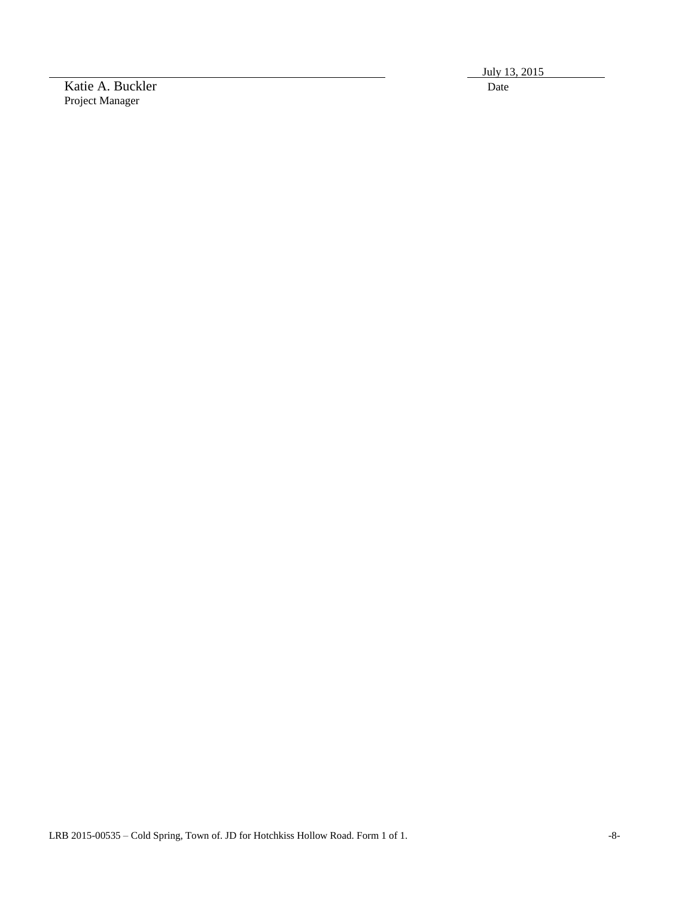\_\_\_\_\_\_\_\_\_\_\_\_\_\_\_\_\_\_\_\_\_\_\_\_\_\_\_\_\_\_\_\_\_\_\_\_\_\_\_\_\_\_ July 13, 2015

Katie A. Buckler — Date

Project Manager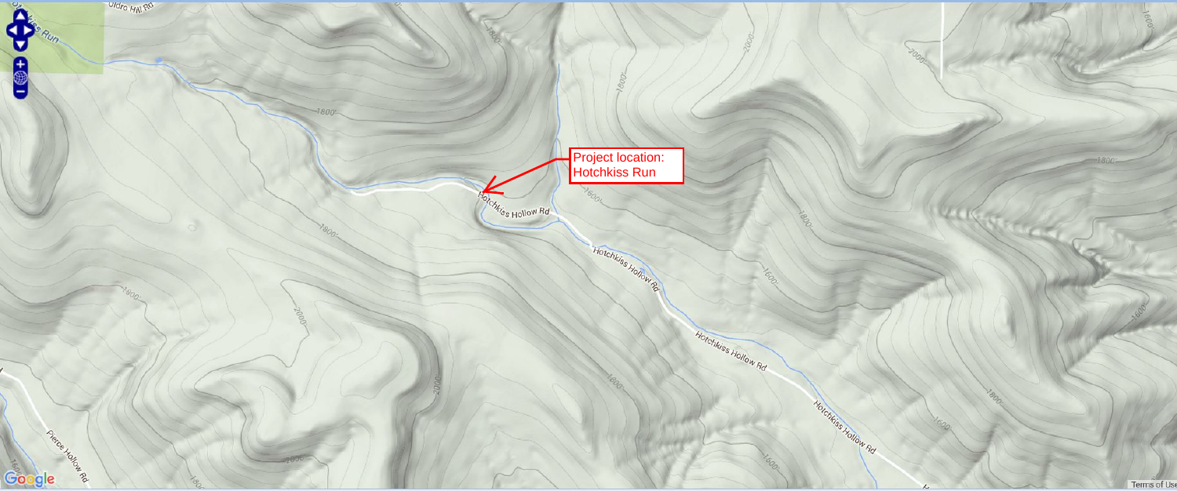Project location: Hotchkiss Run

Hotchkiss Hollow Rd

Hotchkiss Hollow Rd

Hotchkiss Hollow Rd

Hotchkiss Hollow Rd

Hotchkiss Run

Oldro Hill Rd

Pierce Hollow Rd

1800'

1800'

1800'

1800'

1800'

1800'

1800'

1600'

1600'

1600'

1600'

1600'

1600'

1600'

2000'

2000'

2000'

1800'

1800'

Google

Terms of Use